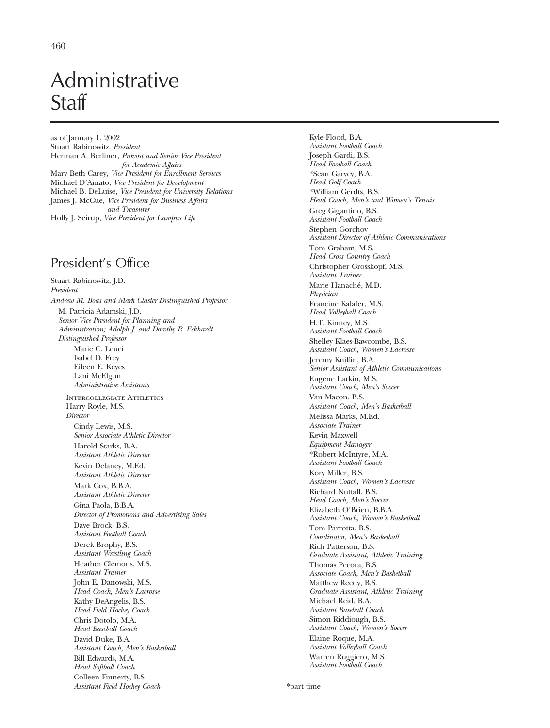# Administrative Staff

as of January 1, 2002
Stuart Rabinowitz, *President*
Herman A. Berliner, *Provost and Senior Vice President for Academic Affairs*
Mary Beth Carey, *Vice President for Enrollment Services*
Michael D'Amato, *Vice President for Development*
Michael B. DeLuise, *Vice President for University Relations*
James J. McCue, *Vice President for Business Affairs and Treasurer*
Holly J. Seirup, *Vice President for Campus Life*

## President's Office

Stuart Rabinowitz, J.D.
*President*
*Andrew M. Boas and Mark Claster Distinguished Professor*

M. Patricia Adamski, J.D,
*Senior Vice President for Planning and Administration; Adolph J. and Dorothy R. Eckhardt Distinguished Professor*

Marie C. Leuci
Isabel D. Frey
Eileen E. Keyes
Lani McElgun
*Administrative Assistants*

Intercollegiate Athletics
Harry Royle, M.S.
*Director*

Cindy Lewis, M.S.
*Senior Associate Athletic Director*
Harold Starks, B.A.
*Assistant Athletic Director*
Kevin Delaney, M.Ed.
*Assistant Athletic Director*
Mark Cox, B.B.A.
*Assistant Athletic Director*
Gina Paola, B.B.A.
*Director of Promotions and Advertising Sales*
Dave Brock, B.S.
*Assistant Football Coach*
Derek Brophy, B.S.
*Assistant Wrestling Coach*
Heather Clemons, M.S.
*Assistant Trainer*
John E. Danowski, M.S.
*Head Coach, Men's Lacrosse*
Kathy DeAngelis, B.S.
*Head Field Hockey Coach*
Chris Dotolo, M.A.
*Head Baseball Coach*
David Duke, B.A.
*Assistant Coach, Men's Basketball*
Bill Edwards, M.A.
*Head Softball Coach*
Colleen Finnerty, B.S
*Assistant Field Hockey Coach*
Kyle Flood, B.A.
*Assistant Football Coach*
Joseph Gardi, B.S.
*Head Football Coach*
*Sean Garvey, B.A.
*Head Golf Coach*
*William Gerdts, B.S.
*Head Coach, Men's and Women's Tennis*
Greg Gigantino, B.S.
*Assistant Football Coach*
Stephen Gorchov
*Assistant Director of Athletic Communications*
Tom Graham, M.S.
*Head Cross Country Coach*
Christopher Grosskopf, M.S.
*Assistant Trainer*
Marie Hanaché, M.D.
*Physician*
Francine Kalafer, M.S.
*Head Volleyball Coach*
H.T. Kinney, M.S.
*Assistant Football Coach*
Shelley Klaes-Bawcombe, B.S.
*Assistant Coach, Women's Lacrosse*
Jeremy Kniffin, B.A.
*Senior Assistant of Athletic Communicaitons*
Eugene Larkin, M.S.
*Assistant Coach, Men's Soccer*
Van Macon, B.S.
*Assistant Coach, Men's Basketball*
Melissa Marks, M.Ed.
*Associate Trainer*
Kevin Maxwell
*Equipment Manager*
*Robert McIntyre, M.A.
*Assistant Football Coach*
Kory Miller, B.S.
*Assistant Coach, Women's Lacrosse*
Richard Nuttall, B.S.
*Head Coach, Men's Soccer*
Elizabeth O'Brien, B.B.A.
*Assistant Coach, Women's Basketball*
Tom Parrotta, B.S.
*Coordinator, Men's Basketball*
Rich Patterson, B.S.
*Graduate Assistant, Athletic Training*
Thomas Pecora, B.S.
*Associate Coach, Men's Basketball*
Matthew Reedy, B.S.
*Graduate Assistant, Athletic Training*
Michael Reid, B.A.
*Assistant Baseball Coach*
Simon Riddiough, B.S.
*Assistant Coach, Women's Soccer*
Elaine Roque, M.A.
*Assistant Volleyball Coach*
Warren Ruggiero, M.S.
*Assistant Football Coach*

*part time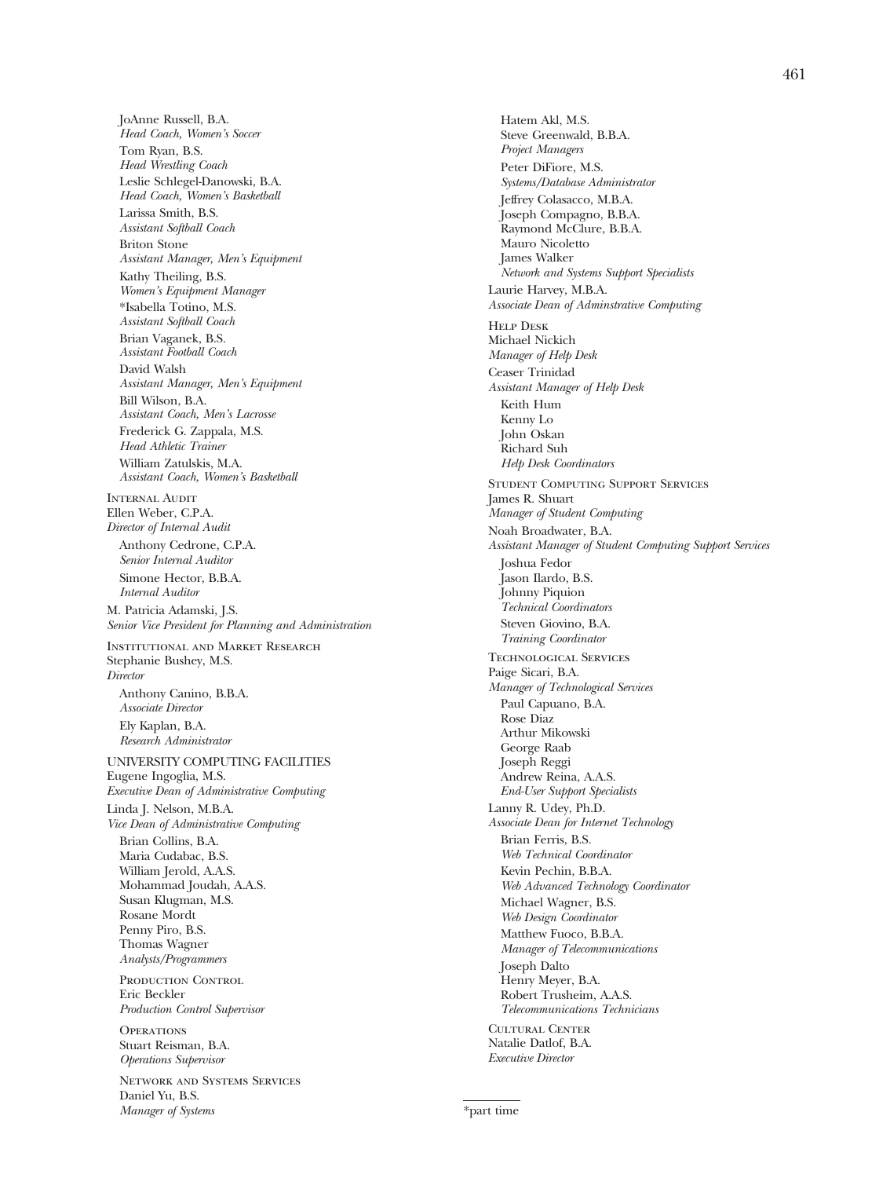JoAnne Russell, B.A.
*Head Coach, Women's Soccer*

Tom Ryan, B.S.
*Head Wrestling Coach*

Leslie Schlegel-Danowski, B.A.
*Head Coach, Women's Basketball*

Larissa Smith, B.S.
*Assistant Softball Coach*

Briton Stone
*Assistant Manager, Men's Equipment*

Kathy Theiling, B.S.
*Women's Equipment Manager*

*Isabella Totino, M.S.
*Assistant Softball Coach*

Brian Vaganek, B.S.
*Assistant Football Coach*

David Walsh
*Assistant Manager, Men's Equipment*

Bill Wilson, B.A.
*Assistant Coach, Men's Lacrosse*

Frederick G. Zappala, M.S.
*Head Athletic Trainer*

William Zatulskis, M.A.
*Assistant Coach, Women's Basketball*

### Internal Audit

Ellen Weber, C.P.A.
*Director of Internal Audit*

Anthony Cedrone, C.P.A.
*Senior Internal Auditor*

Simone Hector, B.B.A.
*Internal Auditor*

M. Patricia Adamski, J.S.
*Senior Vice President for Planning and Administration*

### Institutional and Market Research

Stephanie Bushey, M.S.
*Director*

Anthony Canino, B.B.A.
*Associate Director*

Ely Kaplan, B.A.
*Research Administrator*

### UNIVERSITY COMPUTING FACILITIES

Eugene Ingoglia, M.S.
*Executive Dean of Administrative Computing*

Linda J. Nelson, M.B.A.
*Vice Dean of Administrative Computing*

Brian Collins, B.A.
Maria Cudabac, B.S.
William Jerold, A.A.S.
Mohammad Joudah, A.A.S.
Susan Klugman, M.S.
Rosane Mordt
Penny Piro, B.S.
Thomas Wagner
*Analysts/Programmers*

#### Production Control

Eric Beckler
*Production Control Supervisor*

#### Operations

Stuart Reisman, B.A.
*Operations Supervisor*

#### Network and Systems Services

Daniel Yu, B.S.
*Manager of Systems*

Hatem Akl, M.S.
Steve Greenwald, B.B.A.
*Project Managers*

Peter DiFiore, M.S.
*Systems/Database Administrator*

Jeffrey Colasacco, M.B.A.
Joseph Compagno, B.B.A.
Raymond McClure, B.B.A.
Mauro Nicoletto
James Walker
*Network and Systems Support Specialists*

Laurie Harvey, M.B.A.
*Associate Dean of Adminstrative Computing*

### Help Desk

Michael Nickich
*Manager of Help Desk*

Ceaser Trinidad
*Assistant Manager of Help Desk*

Keith Hum
Kenny Lo
John Oskan
Richard Suh
*Help Desk Coordinators*

### Student Computing Support Services

James R. Shuart
*Manager of Student Computing*

Noah Broadwater, B.A.
*Assistant Manager of Student Computing Support Services*

Joshua Fedor
Jason Ilardo, B.S.
Johnny Piquion
*Technical Coordinators*

Steven Giovino, B.A.
*Training Coordinator*

### Technological Services

Paige Sicari, B.A.
*Manager of Technological Services*

Paul Capuano, B.A.
Rose Diaz
Arthur Mikowski
George Raab
Joseph Reggi
Andrew Reina, A.A.S.
*End-User Support Specialists*

Lanny R. Udey, Ph.D.
*Associate Dean for Internet Technology*

Brian Ferris, B.S.
*Web Technical Coordinator*

Kevin Pechin, B.B.A.
*Web Advanced Technology Coordinator*

Michael Wagner, B.S.
*Web Design Coordinator*

Matthew Fuoco, B.B.A.
*Manager of Telecommunications*

Joseph Dalto
Henry Meyer, B.A.
Robert Trusheim, A.A.S.
*Telecommunications Technicians*

### Cultural Center

Natalie Datlof, B.A.
*Executive Director*

---

*part time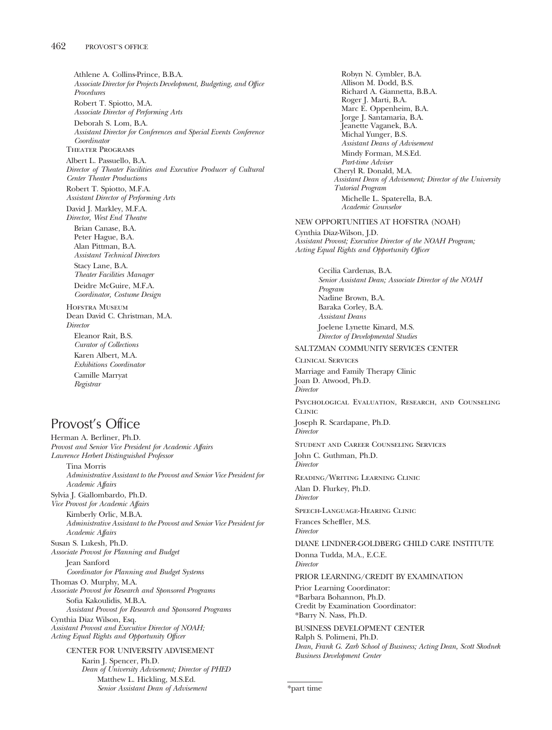Athlene A. Collins-Prince, B.B.A.
*Associate Director for Projects Development, Budgeting, and Office Procedures*

Robert T. Spiotto, M.A.
*Associate Director of Performing Arts*

Deborah S. Lom, B.A.
*Assistant Director for Conferences and Special Events Conference Coordinator*

THEATER PROGRAMS

Albert L. Passuello, B.A.
*Director of Theater Facilities and Executive Producer of Cultural Center Theater Productions*

Robert T. Spiotto, M.F.A.
*Assistant Director of Performing Arts*

David J. Markley, M.F.A.
*Director, West End Theatre*

Brian Canase, B.A.
Peter Hague, B.A.
Alan Pittman, B.A.
*Assistant Technical Directors*

Stacy Lane, B.A.
*Theater Facilities Manager*

Deidre McGuire, M.F.A.
*Coordinator, Costume Design*

HOFSTRA MUSEUM

Dean David C. Christman, M.A.
*Director*

Eleanor Rait, B.S.
*Curator of Collections*

Karen Albert, M.A.
*Exhibitions Coordinator*

Camille Marryat
*Registrar*

## Provost's Office

Herman A. Berliner, Ph.D.
*Provost and Senior Vice President for Academic Affairs*
*Lawrence Herbert Distinguished Professor*

Tina Morris
*Administrative Assistant to the Provost and Senior Vice President for Academic Affairs*

Sylvia J. Giallombardo, Ph.D.
*Vice Provost for Academic Affairs*

Kimberly Orlic, M.B.A.
*Administrative Assistant to the Provost and Senior Vice President for Academic Affairs*

Susan S. Lukesh, Ph.D.
*Associate Provost for Planning and Budget*

Jean Sanford
*Coordinator for Planning and Budget Systems*

Thomas O. Murphy, M.A.
*Associate Provost for Research and Sponsored Programs*

Sofia Kakoulidis, M.B.A.
*Assistant Provost for Research and Sponsored Programs*

Cynthia Diaz Wilson, Esq.
*Assistant Provost and Executive Director of NOAH;*
*Acting Equal Rights and Opportunity Officer*

CENTER FOR UNIVERSITY ADVISEMENT

Karin J. Spencer, Ph.D.
*Dean of University Advisement; Director of PHED*

Matthew L. Hickling, M.S.Ed.
*Senior Assistant Dean of Advisement*

Robyn N. Cymbler, B.A.
Allison M. Dodd, B.S.
Richard A. Giannetta, B.B.A.
Roger J. Marti, B.A.
Marc E. Oppenheim, B.A.
Jorge J. Santamaria, B.A.
Jeanette Vaganek, B.A.
Michal Yunger, B.S.
*Assistant Deans of Advisement*

Mindy Forman, M.S.Ed.
*Part-time Adviser*

Cheryl R. Donald, M.A.
*Assistant Dean of Advisement; Director of the University Tutorial Program*

Michelle L. Spaterella, B.A.
*Academic Counselor*

NEW OPPORTUNITIES AT HOFSTRA (NOAH)

Cynthia Diaz-Wilson, J.D.
*Assistant Provost; Executive Director of the NOAH Program; Acting Equal Rights and Opportunity Officer*

Cecilia Cardenas, B.A.
*Senior Assistant Dean; Associate Director of the NOAH Program*

Nadine Brown, B.A.
Baraka Corley, B.A.
*Assistant Deans*

Joelene Lynette Kinard, M.S.
*Director of Developmental Studies*

SALTZMAN COMMUNITY SERVICES CENTER

CLINICAL SERVICES

Marriage and Family Therapy Clinic
Joan D. Atwood, Ph.D.
*Director*

PSYCHOLOGICAL EVALUATION, RESEARCH, AND COUNSELING CLINIC

Joseph R. Scardapane, Ph.D.
*Director*

STUDENT AND CAREER COUNSELING SERVICES

John C. Guthman, Ph.D.
*Director*

READING/WRITING LEARNING CLINIC

Alan D. Flurkey, Ph.D.
*Director*

SPEECH-LANGUAGE-HEARING CLINIC

Frances Scheffler, M.S.
*Director*

DIANE LINDNER-GOLDBERG CHILD CARE INSTITUTE

Donna Tudda, M.A., E.C.E.
*Director*

PRIOR LEARNING/CREDIT BY EXAMINATION

Prior Learning Coordinator:
*Barbara Bohannon, Ph.D.
Credit by Examination Coordinator:
*Barry N. Nass, Ph.D.

BUSINESS DEVELOPMENT CENTER

Ralph S. Polimeni, Ph.D.
*Dean, Frank G. Zarb School of Business; Acting Dean, Scott Skodnek Business Development Center*

*part time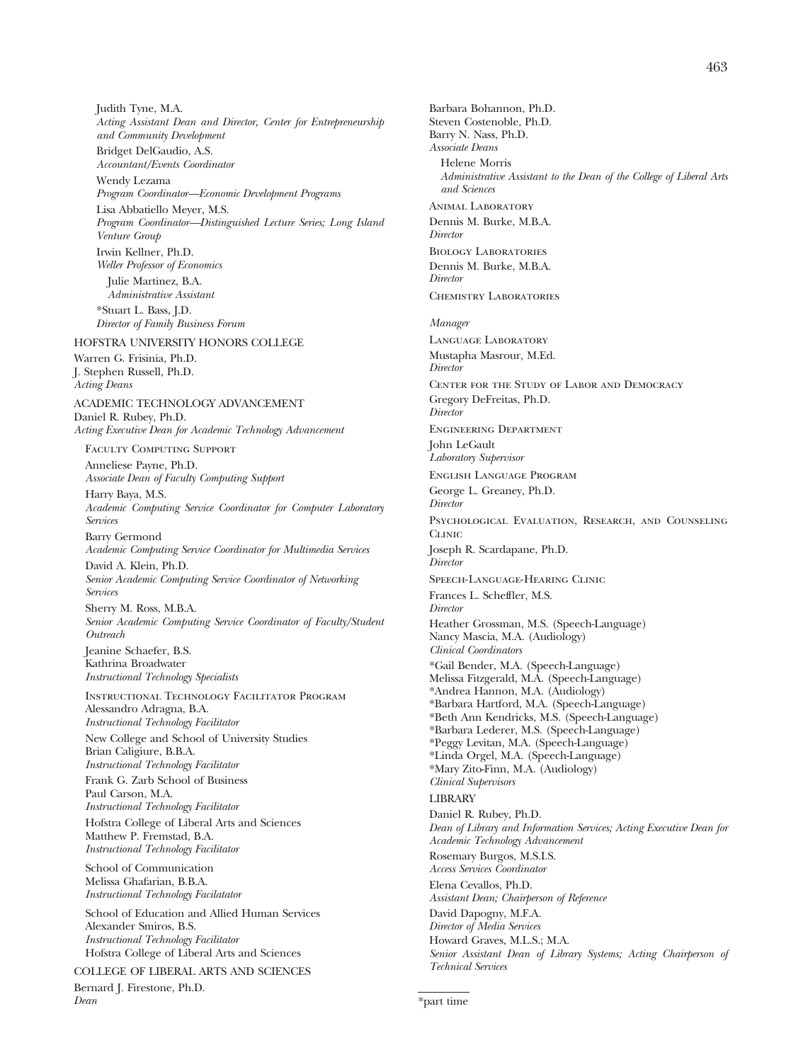Judith Tyne, M.A.
*Acting Assistant Dean and Director, Center for Entrepreneurship and Community Development*

Bridget DelGaudio, A.S.
*Accountant/Events Coordinator*

Wendy Lezama
*Program Coordinator—Economic Development Programs*

Lisa Abbatiello Meyer, M.S.
*Program Coordinator—Distinguished Lecture Series; Long Island Venture Group*

Irwin Kellner, Ph.D.
*Weller Professor of Economics*

Julie Martinez, B.A.
*Administrative Assistant*

*Stuart L. Bass, J.D.
*Director of Family Business Forum*

## HOFSTRA UNIVERSITY HONORS COLLEGE

Warren G. Frisinia, Ph.D.
J. Stephen Russell, Ph.D.
*Acting Deans*

## ACADEMIC TECHNOLOGY ADVANCEMENT

Daniel R. Rubey, Ph.D.
*Acting Executive Dean for Academic Technology Advancement*

### Faculty Computing Support

Anneliese Payne, Ph.D.
*Associate Dean of Faculty Computing Support*

Harry Baya, M.S.
*Academic Computing Service Coordinator for Computer Laboratory Services*

Barry Germond
*Academic Computing Service Coordinator for Multimedia Services*

David A. Klein, Ph.D.
*Senior Academic Computing Service Coordinator of Networking Services*

Sherry M. Ross, M.B.A.
*Senior Academic Computing Service Coordinator of Faculty/Student Outreach*

Jeanine Schaefer, B.S.
Kathrina Broadwater
*Instructional Technology Specialists*

### Instructional Technology Facilitator Program

Alessandro Adragna, B.A.
*Instructional Technology Facilitator*

New College and School of University Studies
Brian Caligiure, B.B.A.
*Instructional Technology Facilitator*

Frank G. Zarb School of Business
Paul Carson, M.A.
*Instructional Technology Facilitator*

Hofstra College of Liberal Arts and Sciences
Matthew P. Fremstad, B.A.
*Instructional Technology Facilitator*

School of Communication
Melissa Ghafarian, B.B.A.
*Instructional Technology Facilatator*

School of Education and Allied Human Services
Alexander Smiros, B.S.
*Instructional Technology Facilitator*
Hofstra College of Liberal Arts and Sciences

## COLLEGE OF LIBERAL ARTS AND SCIENCES

Bernard J. Firestone, Ph.D.
*Dean*

Barbara Bohannon, Ph.D.
Steven Costenoble, Ph.D.
Barry N. Nass, Ph.D.
*Associate Deans*

Helene Morris
*Administrative Assistant to the Dean of the College of Liberal Arts and Sciences*

### Animal Laboratory

Dennis M. Burke, M.B.A.
*Director*

### Biology Laboratories

Dennis M. Burke, M.B.A.
*Director*

### Chemistry Laboratories

*Manager*

### Language Laboratory

Mustapha Masrour, M.Ed.
*Director*

### Center for the Study of Labor and Democracy

Gregory DeFreitas, Ph.D.
*Director*

### Engineering Department

John LeGault
*Laboratory Supervisor*

### English Language Program

George L. Greaney, Ph.D.
*Director*

### Psychological Evaluation, Research, and Counseling Clinic

Joseph R. Scardapane, Ph.D.
*Director*

### Speech-Language-Hearing Clinic

Frances L. Scheffler, M.S.
*Director*

Heather Grossman, M.S. (Speech-Language)
Nancy Mascia, M.A. (Audiology)
*Clinical Coordinators*

*Gail Bender, M.A. (Speech-Language)
Melissa Fitzgerald, M.A. (Speech-Language)
*Andrea Hannon, M.A. (Audiology)
*Barbara Hartford, M.A. (Speech-Language)
*Beth Ann Kendricks, M.S. (Speech-Language)
*Barbara Lederer, M.S. (Speech-Language)
*Peggy Levitan, M.A. (Speech-Language)
*Linda Orgel, M.A. (Speech-Language)
*Mary Zito-Finn, M.A. (Audiology)
*Clinical Supervisors*

## LIBRARY

Daniel R. Rubey, Ph.D.
*Dean of Library and Information Services; Acting Executive Dean for Academic Technology Advancement*

Rosemary Burgos, M.S.I.S.
*Access Services Coordinator*

Elena Cevallos, Ph.D.
*Assistant Dean; Chairperson of Reference*

David Dapogny, M.F.A.
*Director of Media Services*

Howard Graves, M.L.S.; M.A.
*Senior Assistant Dean of Library Systems; Acting Chairperson of Technical Services*

*part time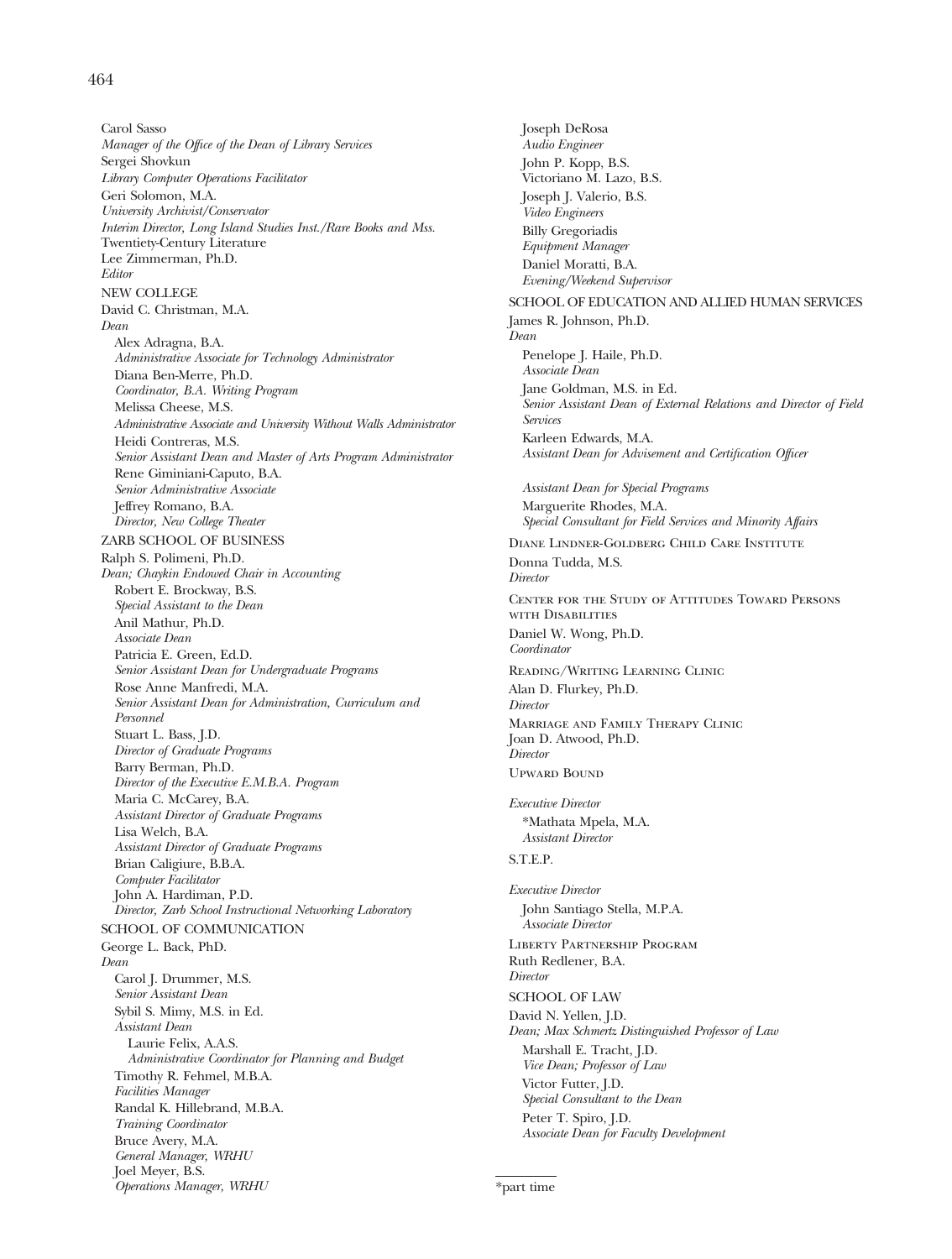Carol Sasso
*Manager of the Office of the Dean of Library Services*
Sergei Shovkun
*Library Computer Operations Facilitator*
Geri Solomon, M.A.
*University Archivist/Conservator*
*Interim Director, Long Island Studies Inst./Rare Books and Mss.*
Twentieth-Century Literature
Lee Zimmerman, Ph.D.
*Editor*

NEW COLLEGE

David C. Christman, M.A.
*Dean*

Alex Adragna, B.A.
*Administrative Associate for Technology Administrator*
Diana Ben-Merre, Ph.D.
*Coordinator, B.A. Writing Program*
Melissa Cheese, M.S.
*Administrative Associate and University Without Walls Administrator*
Heidi Contreras, M.S.
*Senior Assistant Dean and Master of Arts Program Administrator*
Rene Giminiani-Caputo, B.A.
*Senior Administrative Associate*
Jeffrey Romano, B.A.
*Director, New College Theater*

ZARB SCHOOL OF BUSINESS

Ralph S. Polimeni, Ph.D.
*Dean; Chaykin Endowed Chair in Accounting*

Robert E. Brockway, B.S.
*Special Assistant to the Dean*
Anil Mathur, Ph.D.
*Associate Dean*
Patricia E. Green, Ed.D.
*Senior Assistant Dean for Undergraduate Programs*
Rose Anne Manfredi, M.A.
*Senior Assistant Dean for Administration, Curriculum and Personnel*
Stuart L. Bass, J.D.
*Director of Graduate Programs*
Barry Berman, Ph.D.
*Director of the Executive E.M.B.A. Program*
Maria C. McCarey, B.A.
*Assistant Director of Graduate Programs*
Lisa Welch, B.A.
*Assistant Director of Graduate Programs*
Brian Caligiure, B.B.A.
*Computer Facilitator*
John A. Hardiman, P.D.
*Director, Zarb School Instructional Networking Laboratory*

SCHOOL OF COMMUNICATION

George L. Back, PhD.
*Dean*

Carol J. Drummer, M.S.
*Senior Assistant Dean*
Sybil S. Mimy, M.S. in Ed.
*Assistant Dean*
Laurie Felix, A.A.S.
*Administrative Coordinator for Planning and Budget*
Timothy R. Fehmel, M.B.A.
*Facilities Manager*
Randal K. Hillebrand, M.B.A.
*Training Coordinator*
Bruce Avery, M.A.
*General Manager, WRHU*
Joel Meyer, B.S.
*Operations Manager, WRHU*
Joseph DeRosa
*Audio Engineer*
John P. Kopp, B.S.
Victoriano M. Lazo, B.S.
Joseph J. Valerio, B.S.
*Video Engineers*
Billy Gregoriadis
*Equipment Manager*
Daniel Moratti, B.A.
*Evening/Weekend Supervisor*

SCHOOL OF EDUCATION AND ALLIED HUMAN SERVICES

James R. Johnson, Ph.D.
*Dean*

Penelope J. Haile, Ph.D.
*Associate Dean*
Jane Goldman, M.S. in Ed.
*Senior Assistant Dean of External Relations and Director of Field Services*
Karleen Edwards, M.A.
*Assistant Dean for Advisement and Certification Officer*

*Assistant Dean for Special Programs*
Marguerite Rhodes, M.A.
*Special Consultant for Field Services and Minority Affairs*

DIANE LINDNER-GOLDBERG CHILD CARE INSTITUTE

Donna Tudda, M.S.
*Director*

CENTER FOR THE STUDY OF ATTITUDES TOWARD PERSONS WITH DISABILITIES

Daniel W. Wong, Ph.D.
*Coordinator*

READING/WRITING LEARNING CLINIC

Alan D. Flurkey, Ph.D.
*Director*

MARRIAGE AND FAMILY THERAPY CLINIC

Joan D. Atwood, Ph.D.
*Director*

UPWARD BOUND

*Executive Director*
*Mathata Mpela, M.A.
*Assistant Director*

S.T.E.P.

*Executive Director*
John Santiago Stella, M.P.A.
*Associate Director*

LIBERTY PARTNERSHIP PROGRAM

Ruth Redlener, B.A.
*Director*

SCHOOL OF LAW

David N. Yellen, J.D.
*Dean; Max Schmertz Distinguished Professor of Law*

Marshall E. Tracht, J.D.
*Vice Dean; Professor of Law*
Victor Futter, J.D.
*Special Consultant to the Dean*
Peter T. Spiro, J.D.
*Associate Dean for Faculty Development*

*part time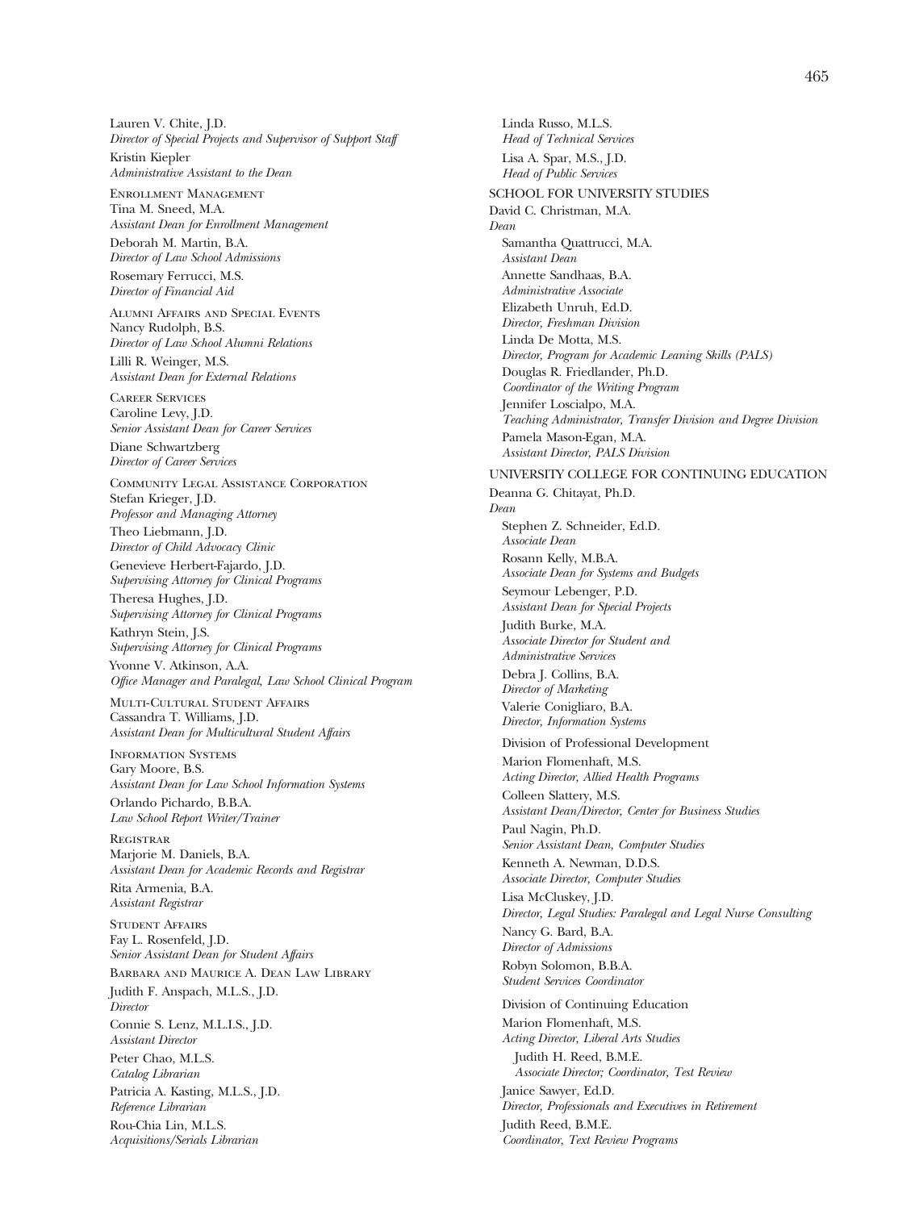Lauren V. Chite, J.D.
*Director of Special Projects and Supervisor of Support Staff*

Kristin Kiepler
*Administrative Assistant to the Dean*

Enrollment Management

Tina M. Sneed, M.A.
*Assistant Dean for Enrollment Management*

Deborah M. Martin, B.A.
*Director of Law School Admissions*

Rosemary Ferrucci, M.S.
*Director of Financial Aid*

Alumni Affairs and Special Events

Nancy Rudolph, B.S.
*Director of Law School Alumni Relations*

Lilli R. Weinger, M.S.
*Assistant Dean for External Relations*

Career Services

Caroline Levy, J.D.
*Senior Assistant Dean for Career Services*

Diane Schwartzberg
*Director of Career Services*

Community Legal Assistance Corporation

Stefan Krieger, J.D.
*Professor and Managing Attorney*

Theo Liebmann, J.D.
*Director of Child Advocacy Clinic*

Genevieve Herbert-Fajardo, J.D.
*Supervising Attorney for Clinical Programs*

Theresa Hughes, J.D.
*Supervising Attorney for Clinical Programs*

Kathryn Stein, J.S.
*Supervising Attorney for Clinical Programs*

Yvonne V. Atkinson, A.A.
*Office Manager and Paralegal, Law School Clinical Program*

Multi-Cultural Student Affairs

Cassandra T. Williams, J.D.
*Assistant Dean for Multicultural Student Affairs*

Information Systems

Gary Moore, B.S.
*Assistant Dean for Law School Information Systems*

Orlando Pichardo, B.B.A.
*Law School Report Writer/Trainer*

Registrar

Marjorie M. Daniels, B.A.
*Assistant Dean for Academic Records and Registrar*

Rita Armenia, B.A.
*Assistant Registrar*

Student Affairs

Fay L. Rosenfeld, J.D.
*Senior Assistant Dean for Student Affairs*

Barbara and Maurice A. Dean Law Library

Judith F. Anspach, M.L.S., J.D.
*Director*

Connie S. Lenz, M.L.I.S., J.D.
*Assistant Director*

Peter Chao, M.L.S.
*Catalog Librarian*

Patricia A. Kasting, M.L.S., J.D.
*Reference Librarian*

Rou-Chia Lin, M.L.S.
*Acquisitions/Serials Librarian*

Linda Russo, M.L.S.
*Head of Technical Services*

Lisa A. Spar, M.S., J.D.
*Head of Public Services*

SCHOOL FOR UNIVERSITY STUDIES

David C. Christman, M.A.
*Dean*

Samantha Quattrucci, M.A.
*Assistant Dean*

Annette Sandhaas, B.A.
*Administrative Associate*

Elizabeth Unruh, Ed.D.
*Director, Freshman Division*

Linda De Motta, M.S.
*Director, Program for Academic Leaning Skills (PALS)*

Douglas R. Friedlander, Ph.D.
*Coordinator of the Writing Program*

Jennifer Loscialpo, M.A.
*Teaching Administrator, Transfer Division and Degree Division*

Pamela Mason-Egan, M.A.
*Assistant Director, PALS Division*

UNIVERSITY COLLEGE FOR CONTINUING EDUCATION

Deanna G. Chitayat, Ph.D.
*Dean*

Stephen Z. Schneider, Ed.D.
*Associate Dean*

Rosann Kelly, M.B.A.
*Associate Dean for Systems and Budgets*

Seymour Lebenger, P.D.
*Assistant Dean for Special Projects*

Judith Burke, M.A.
*Associate Director for Student and Administrative Services*

Debra J. Collins, B.A.
*Director of Marketing*

Valerie Conigliaro, B.A.
*Director, Information Systems*

Division of Professional Development

Marion Flomenhaft, M.S.
*Acting Director, Allied Health Programs*

Colleen Slattery, M.S.
*Assistant Dean/Director, Center for Business Studies*

Paul Nagin, Ph.D.
*Senior Assistant Dean, Computer Studies*

Kenneth A. Newman, D.D.S.
*Associate Director, Computer Studies*

Lisa McCluskey, J.D.
*Director, Legal Studies: Paralegal and Legal Nurse Consulting*

Nancy G. Bard, B.A.
*Director of Admissions*

Robyn Solomon, B.B.A.
*Student Services Coordinator*

Division of Continuing Education

Marion Flomenhaft, M.S.
*Acting Director, Liberal Arts Studies*

Judith H. Reed, B.M.E.
*Associate Director; Coordinator, Test Review*

Janice Sawyer, Ed.D.
*Director, Professionals and Executives in Retirement*

Judith Reed, B.M.E.
*Coordinator, Text Review Programs*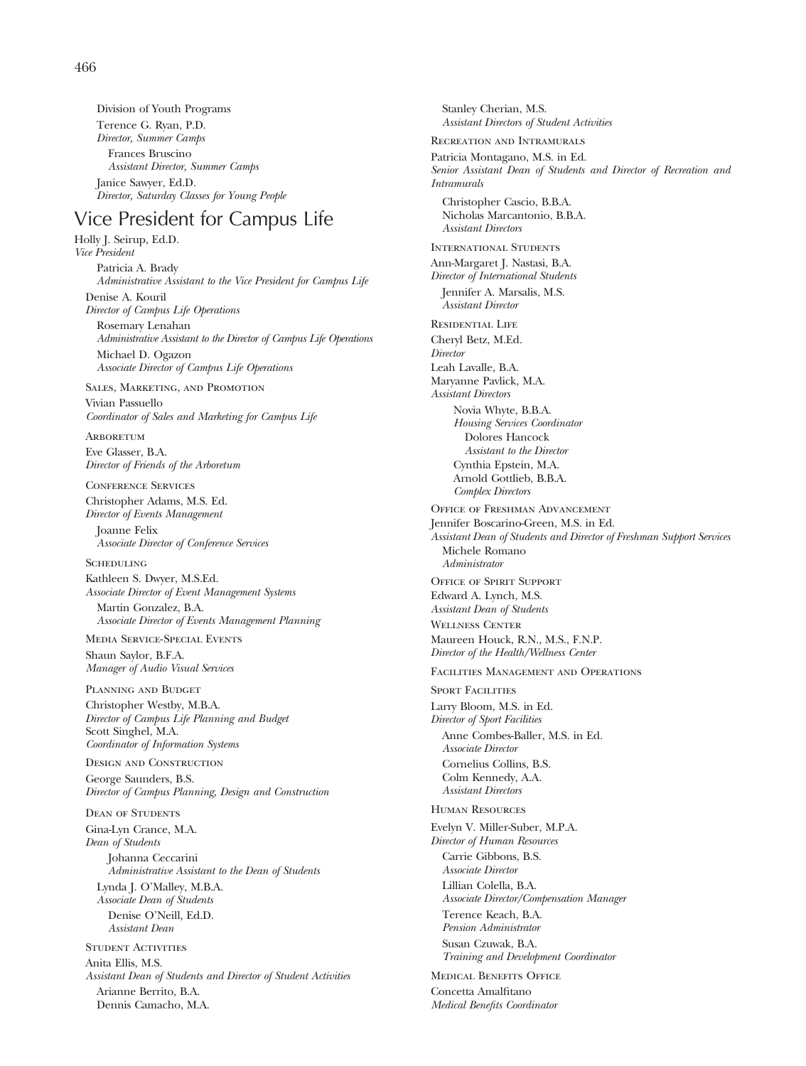Division of Youth Programs

Terence G. Ryan, P.D.
*Director, Summer Camps*

Frances Bruscino
*Assistant Director, Summer Camps*

Janice Sawyer, Ed.D.
*Director, Saturday Classes for Young People*

## Vice President for Campus Life

Holly J. Seirup, Ed.D.
*Vice President*

Patricia A. Brady
*Administrative Assistant to the Vice President for Campus Life*

Denise A. Kouril
*Director of Campus Life Operations*

Rosemary Lenahan
*Administrative Assistant to the Director of Campus Life Operations*

Michael D. Ogazon
*Associate Director of Campus Life Operations*

### Sales, Marketing, and Promotion

Vivian Passuello
*Coordinator of Sales and Marketing for Campus Life*

### Arboretum

Eve Glasser, B.A.
*Director of Friends of the Arboretum*

### Conference Services

Christopher Adams, M.S. Ed.
*Director of Events Management*

Joanne Felix
*Associate Director of Conference Services*

### Scheduling

Kathleen S. Dwyer, M.S.Ed.
*Associate Director of Event Management Systems*

Martin Gonzalez, B.A.
*Associate Director of Events Management Planning*

### Media Service-Special Events

Shaun Saylor, B.F.A.
*Manager of Audio Visual Services*

### Planning and Budget

Christopher Westby, M.B.A.
*Director of Campus Life Planning and Budget*

Scott Singhel, M.A.
*Coordinator of Information Systems*

### Design and Construction

George Saunders, B.S.
*Director of Campus Planning, Design and Construction*

### Dean of Students

Gina-Lyn Crance, M.A.
*Dean of Students*

Johanna Ceccarini
*Administrative Assistant to the Dean of Students*

Lynda J. O'Malley, M.B.A.
*Associate Dean of Students*

Denise O'Neill, Ed.D.
*Assistant Dean*

### Student Activities

Anita Ellis, M.S.
*Assistant Dean of Students and Director of Student Activities*

Arianne Berrito, B.A.
Dennis Camacho, M.A.
Stanley Cherian, M.S.
*Assistant Directors of Student Activities*

### Recreation and Intramurals

Patricia Montagano, M.S. in Ed.
*Senior Assistant Dean of Students and Director of Recreation and Intramurals*

Christopher Cascio, B.B.A.
Nicholas Marcantonio, B.B.A.
*Assistant Directors*

### International Students

Ann-Margaret J. Nastasi, B.A.
*Director of International Students*

Jennifer A. Marsalis, M.S.
*Assistant Director*

### Residential Life

Cheryl Betz, M.Ed.
*Director*

Leah Lavalle, B.A.
Maryanne Pavlick, M.A.
*Assistant Directors*

Novia Whyte, B.B.A.
*Housing Services Coordinator*

Dolores Hancock
*Assistant to the Director*

Cynthia Epstein, M.A.
Arnold Gottlieb, B.B.A.
*Complex Directors*

### Office of Freshman Advancement

Jennifer Boscarino-Green, M.S. in Ed.
*Assistant Dean of Students and Director of Freshman Support Services*

Michele Romano
*Administrator*

### Office of Spirit Support

Edward A. Lynch, M.S.
*Assistant Dean of Students*

### Wellness Center

Maureen Houck, R.N., M.S., F.N.P.
*Director of the Health/Wellness Center*

### Facilities Management and Operations

### Sport Facilities

Larry Bloom, M.S. in Ed.
*Director of Sport Facilities*

Anne Combes-Baller, M.S. in Ed.
*Associate Director*

Cornelius Collins, B.S.
Colm Kennedy, A.A.
*Assistant Directors*

### Human Resources

Evelyn V. Miller-Suber, M.P.A.
*Director of Human Resources*

Carrie Gibbons, B.S.
*Associate Director*

Lillian Colella, B.A.
*Associate Director/Compensation Manager*

Terence Keach, B.A.
*Pension Administrator*

Susan Czuwak, B.A.
*Training and Development Coordinator*

### Medical Benefits Office

Concetta Amalfitano
*Medical Benefits Coordinator*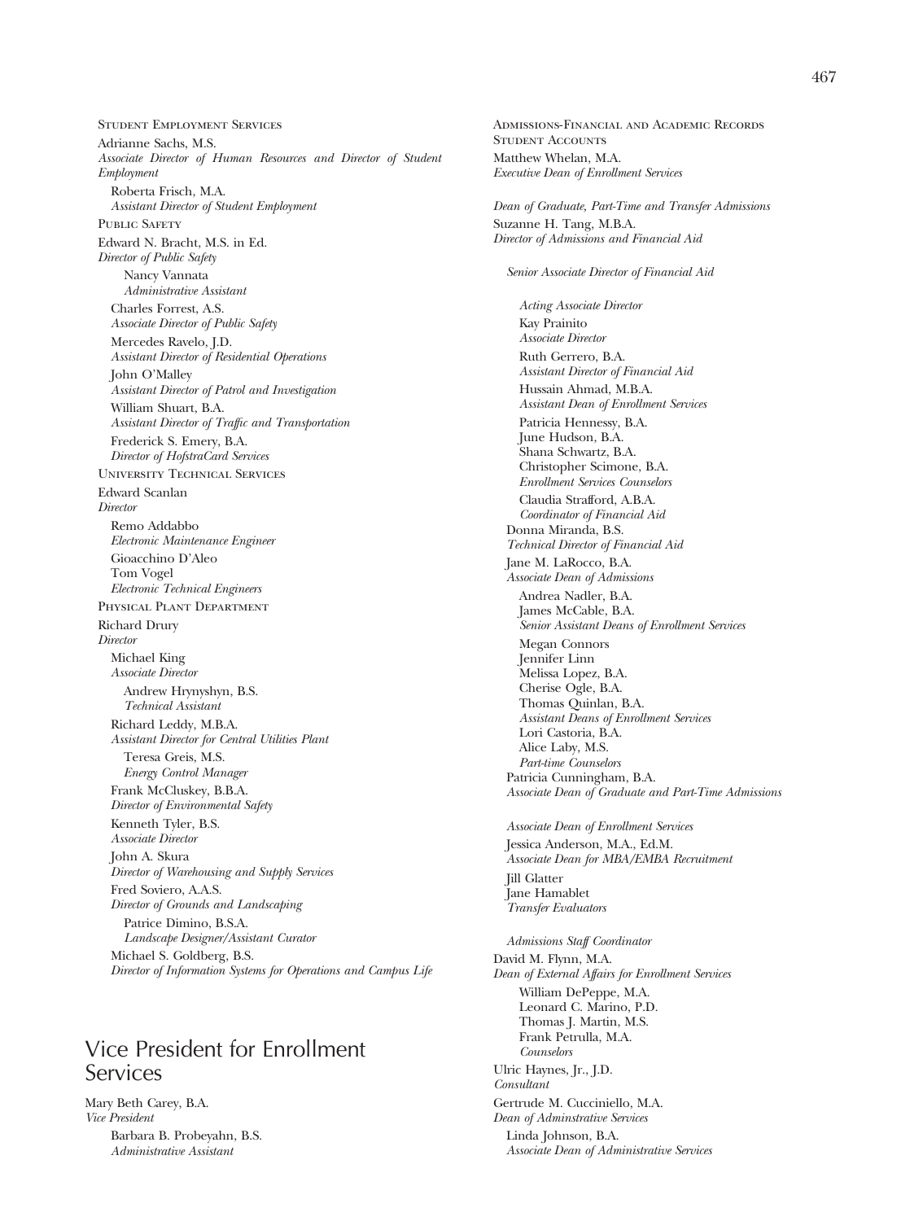Student Employment Services

Adrianne Sachs, M.S.
*Associate Director of Human Resources and Director of Student Employment*

Roberta Frisch, M.A.
*Assistant Director of Student Employment*

Public Safety

Edward N. Bracht, M.S. in Ed.
*Director of Public Safety*

Nancy Vannata
*Administrative Assistant*

Charles Forrest, A.S.
*Associate Director of Public Safety*

Mercedes Ravelo, J.D.
*Assistant Director of Residential Operations*

John O'Malley
*Assistant Director of Patrol and Investigation*

William Shuart, B.A.
*Assistant Director of Traffic and Transportation*

Frederick S. Emery, B.A.
*Director of HofstraCard Services*

University Technical Services

Edward Scanlan
*Director*

Remo Addabbo
*Electronic Maintenance Engineer*

Gioacchino D'Aleo
Tom Vogel
*Electronic Technical Engineers*

Physical Plant Department

Richard Drury
*Director*

Michael King
*Associate Director*

Andrew Hrynyshyn, B.S.
*Technical Assistant*

Richard Leddy, M.B.A.
*Assistant Director for Central Utilities Plant*

Teresa Greis, M.S.
*Energy Control Manager*

Frank McCluskey, B.B.A.
*Director of Environmental Safety*

Kenneth Tyler, B.S.
*Associate Director*

John A. Skura
*Director of Warehousing and Supply Services*

Fred Soviero, A.A.S.
*Director of Grounds and Landscaping*

Patrice Dimino, B.S.A.
*Landscape Designer/Assistant Curator*

Michael S. Goldberg, B.S.
*Director of Information Systems for Operations and Campus Life*

## Vice President for Enrollment Services

Mary Beth Carey, B.A.
*Vice President*

Barbara B. Probeyahn, B.S.
*Administrative Assistant*

Admissions-Financial and Academic Records
Student Accounts

Matthew Whelan, M.A.
*Executive Dean of Enrollment Services*

*Dean of Graduate, Part-Time and Transfer Admissions*

Suzanne H. Tang, M.B.A.
*Director of Admissions and Financial Aid*

*Senior Associate Director of Financial Aid*

*Acting Associate Director*

Kay Prainito
*Associate Director*

Ruth Gerrero, B.A.
*Assistant Director of Financial Aid*

Hussain Ahmad, M.B.A.
*Assistant Dean of Enrollment Services*

Patricia Hennessy, B.A.
June Hudson, B.A.
Shana Schwartz, B.A.
Christopher Scimone, B.A.
*Enrollment Services Counselors*

Claudia Strafford, A.B.A.
*Coordinator of Financial Aid*

Donna Miranda, B.S.
*Technical Director of Financial Aid*

Jane M. LaRocco, B.A.
*Associate Dean of Admissions*

Andrea Nadler, B.A.
James McCable, B.A.
*Senior Assistant Deans of Enrollment Services*

Megan Connors
Jennifer Linn
Melissa Lopez, B.A.
Cherise Ogle, B.A.
Thomas Quinlan, B.A.
*Assistant Deans of Enrollment Services*

Lori Castoria, B.A.
Alice Laby, M.S.
*Part-time Counselors*

Patricia Cunningham, B.A.
*Associate Dean of Graduate and Part-Time Admissions*

*Associate Dean of Enrollment Services*

Jessica Anderson, M.A., Ed.M.
*Associate Dean for MBA/EMBA Recruitment*

Jill Glatter
Jane Hamablet
*Transfer Evaluators*

*Admissions Staff Coordinator*

David M. Flynn, M.A.
*Dean of External Affairs for Enrollment Services*

William DePeppe, M.A.
Leonard C. Marino, P.D.
Thomas J. Martin, M.S.
Frank Petrulla, M.A.
*Counselors*

Ulric Haynes, Jr., J.D.
*Consultant*

Gertrude M. Cucciniello, M.A.
*Dean of Adminstrative Services*

Linda Johnson, B.A.
*Associate Dean of Administrative Services*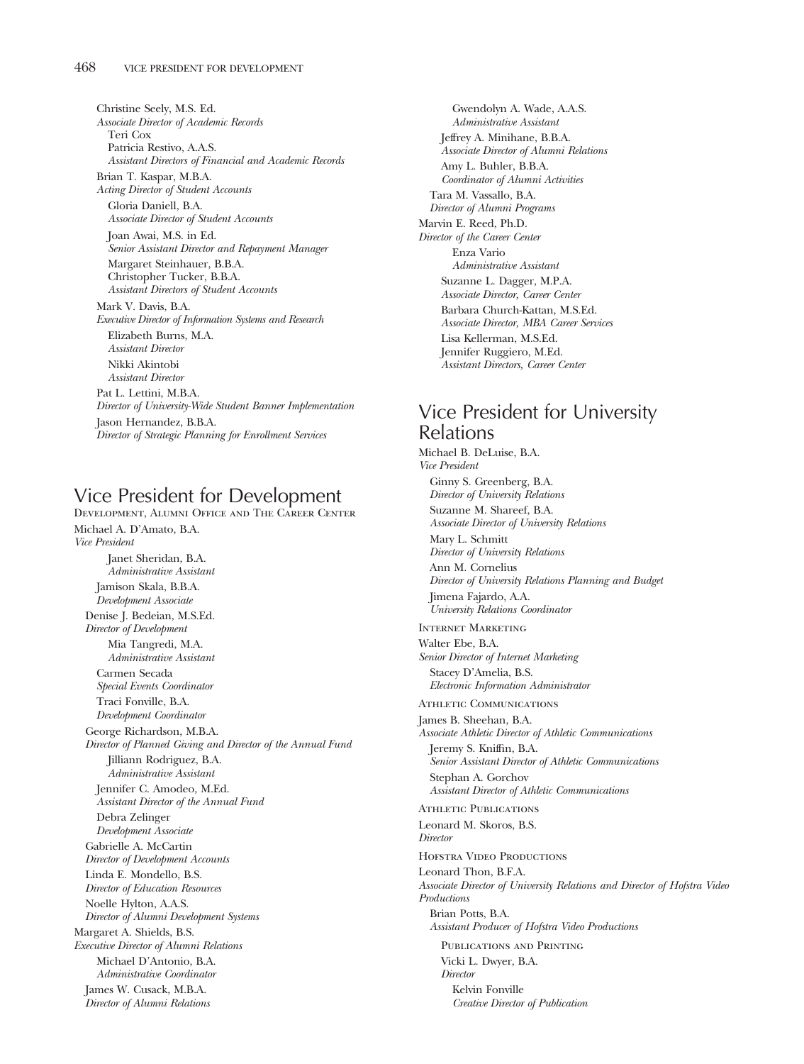Christine Seely, M.S. Ed.
*Associate Director of Academic Records*

Teri Cox
Patricia Restivo, A.A.S.
*Assistant Directors of Financial and Academic Records*

Brian T. Kaspar, M.B.A.
*Acting Director of Student Accounts*

Gloria Daniell, B.A.
*Associate Director of Student Accounts*

Joan Awai, M.S. in Ed.
*Senior Assistant Director and Repayment Manager*

Margaret Steinhauer, B.B.A.
Christopher Tucker, B.B.A.
*Assistant Directors of Student Accounts*

Mark V. Davis, B.A.
*Executive Director of Information Systems and Research*

Elizabeth Burns, M.A.
*Assistant Director*

Nikki Akintobi
*Assistant Director*

Pat L. Lettini, M.B.A.
*Director of University-Wide Student Banner Implementation*

Jason Hernandez, B.B.A.
*Director of Strategic Planning for Enrollment Services*

## Vice President for Development

DEVELOPMENT, ALUMNI OFFICE AND THE CAREER CENTER

Michael A. D'Amato, B.A.
*Vice President*

Janet Sheridan, B.A.
*Administrative Assistant*

Jamison Skala, B.B.A.
*Development Associate*

Denise J. Bedeian, M.S.Ed.
*Director of Development*

Mia Tangredi, M.A.
*Administrative Assistant*

Carmen Secada
*Special Events Coordinator*

Traci Fonville, B.A.
*Development Coordinator*

George Richardson, M.B.A.
*Director of Planned Giving and Director of the Annual Fund*

Jilliann Rodriguez, B.A.
*Administrative Assistant*

Jennifer C. Amodeo, M.Ed.
*Assistant Director of the Annual Fund*

Debra Zelinger
*Development Associate*

Gabrielle A. McCartin
*Director of Development Accounts*

Linda E. Mondello, B.S.
*Director of Education Resources*

Noelle Hylton, A.A.S.
*Director of Alumni Development Systems*

Margaret A. Shields, B.S.
*Executive Director of Alumni Relations*

Michael D'Antonio, B.A.
*Administrative Coordinator*

James W. Cusack, M.B.A.
*Director of Alumni Relations*

Gwendolyn A. Wade, A.A.S.
*Administrative Assistant*

Jeffrey A. Minihane, B.B.A.
*Associate Director of Alumni Relations*

Amy L. Buhler, B.B.A.
*Coordinator of Alumni Activities*

Tara M. Vassallo, B.A.
*Director of Alumni Programs*

Marvin E. Reed, Ph.D.
*Director of the Career Center*

Enza Vario
*Administrative Assistant*

Suzanne L. Dagger, M.P.A.
*Associate Director, Career Center*

Barbara Church-Kattan, M.S.Ed.
*Associate Director, MBA Career Services*

Lisa Kellerman, M.S.Ed.
Jennifer Ruggiero, M.Ed.
*Assistant Directors, Career Center*

## Vice President for University Relations

Michael B. DeLuise, B.A.
*Vice President*

Ginny S. Greenberg, B.A.
*Director of University Relations*

Suzanne M. Shareef, B.A.
*Associate Director of University Relations*

Mary L. Schmitt
*Director of University Relations*

Ann M. Cornelius
*Director of University Relations Planning and Budget*

Jimena Fajardo, A.A.
*University Relations Coordinator*

INTERNET MARKETING

Walter Ebe, B.A.
*Senior Director of Internet Marketing*

Stacey D'Amelia, B.S.
*Electronic Information Administrator*

ATHLETIC COMMUNICATIONS

James B. Sheehan, B.A.
*Associate Athletic Director of Athletic Communications*

Jeremy S. Kniffin, B.A.
*Senior Assistant Director of Athletic Communications*

Stephan A. Gorchov
*Assistant Director of Athletic Communications*

ATHLETIC PUBLICATIONS

Leonard M. Skoros, B.S.
*Director*

HOFSTRA VIDEO PRODUCTIONS

Leonard Thon, B.F.A.
*Associate Director of University Relations and Director of Hofstra Video Productions*

Brian Potts, B.A.
*Assistant Producer of Hofstra Video Productions*

PUBLICATIONS AND PRINTING

Vicki L. Dwyer, B.A.
*Director*

Kelvin Fonville
*Creative Director of Publication*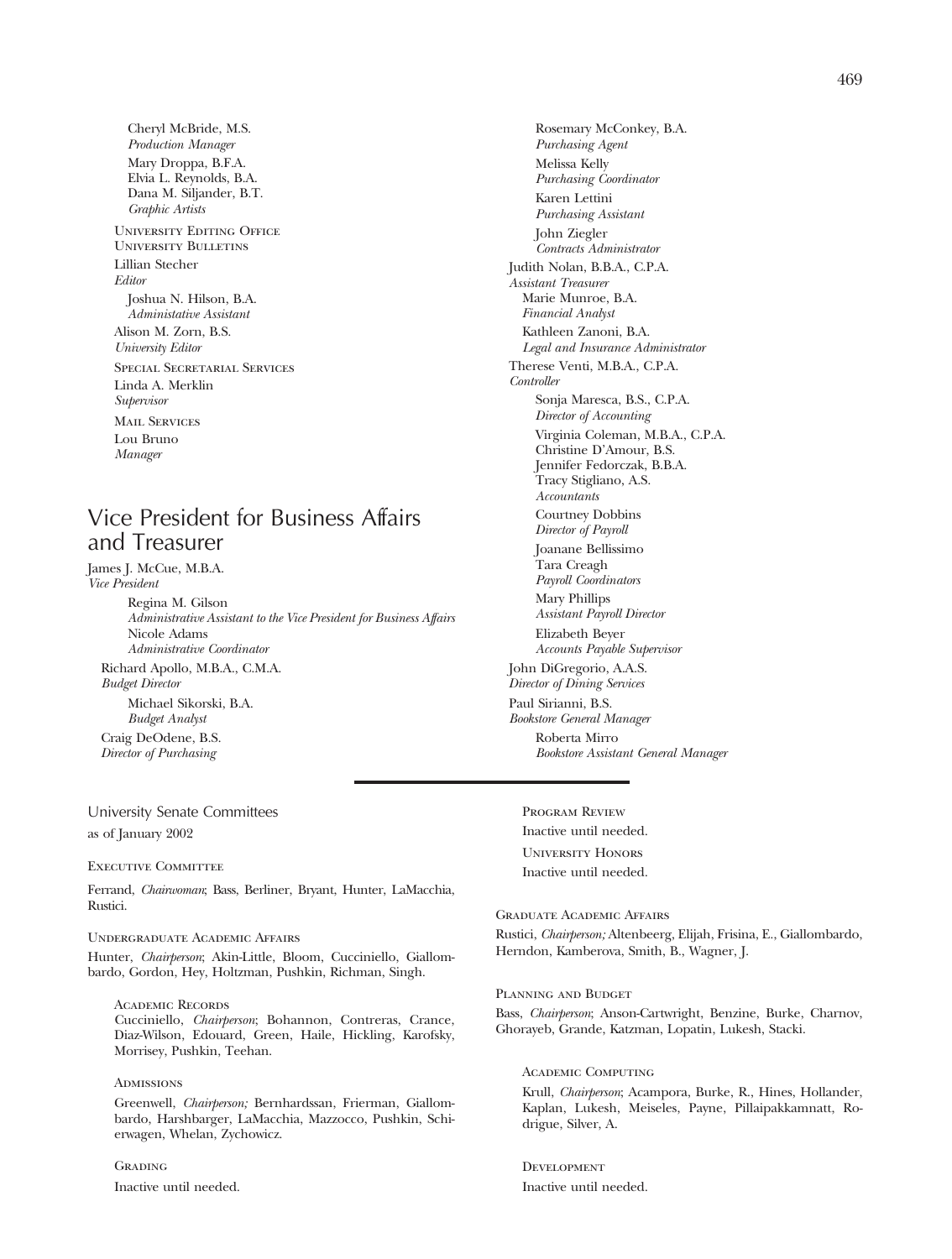Cheryl McBride, M.S.
*Production Manager*

Mary Droppa, B.F.A.
Elvia L. Reynolds, B.A.
Dana M. Siljander, B.T.
*Graphic Artists*

University Editing Office
University Bulletins

Lillian Stecher
*Editor*

Joshua N. Hilson, B.A.
*Administative Assistant*

Alison M. Zorn, B.S.
*University Editor*

Special Secretarial Services

Linda A. Merklin
*Supervisor*

Mail Services

Lou Bruno
*Manager*

## Vice President for Business Affairs and Treasurer

James J. McCue, M.B.A.
*Vice President*

Regina M. Gilson
*Administrative Assistant to the Vice President for Business Affairs*

Nicole Adams
*Administrative Coordinator*

Richard Apollo, M.B.A., C.M.A.
*Budget Director*

Michael Sikorski, B.A.
*Budget Analyst*

Craig DeOdene, B.S.
*Director of Purchasing*

Rosemary McConkey, B.A.
*Purchasing Agent*

Melissa Kelly
*Purchasing Coordinator*

Karen Lettini
*Purchasing Assistant*

John Ziegler
*Contracts Administrator*

Judith Nolan, B.B.A., C.P.A.
*Assistant Treasurer*

Marie Munroe, B.A.
*Financial Analyst*

Kathleen Zanoni, B.A.
*Legal and Insurance Administrator*

Therese Venti, M.B.A., C.P.A.
*Controller*

Sonja Maresca, B.S., C.P.A.
*Director of Accounting*

Virginia Coleman, M.B.A., C.P.A.
Christine D'Amour, B.S.
Jennifer Fedorczak, B.B.A.
Tracy Stigliano, A.S.
*Accountants*

Courtney Dobbins
*Director of Payroll*

Joanane Bellissimo
Tara Creagh
*Payroll Coordinators*

Mary Phillips
*Assistant Payroll Director*

Elizabeth Beyer
*Accounts Payable Supervisor*

John DiGregorio, A.A.S.
*Director of Dining Services*

Paul Sirianni, B.S.
*Bookstore General Manager*

Roberta Mirro
*Bookstore Assistant General Manager*

---

University Senate Committees
as of January 2002

Executive Committee

Ferrand, *Chairwoman*; Bass, Berliner, Bryant, Hunter, LaMacchia, Rustici.

Undergraduate Academic Affairs

Hunter, *Chairperson*; Akin-Little, Bloom, Cucciniello, Giallombardo, Gordon, Hey, Holtzman, Pushkin, Richman, Singh.

Academic Records

Cucciniello, *Chairperson*; Bohannon, Contreras, Crance, Diaz-Wilson, Edouard, Green, Haile, Hickling, Karofsky, Morrisey, Pushkin, Teehan.

Admissions

Greenwell, *Chairperson;* Bernhardssan, Frierman, Giallombardo, Harshbarger, LaMacchia, Mazzocco, Pushkin, Schierwagen, Whelan, Zychowicz.

Grading

Inactive until needed.

Program Review

Inactive until needed.

University Honors

Inactive until needed.

Graduate Academic Affairs

Rustici, *Chairperson;* Altenbeerg, Elijah, Frisina, E., Giallombardo, Herndon, Kamberova, Smith, B., Wagner, J.

Planning and Budget

Bass, *Chairperson*; Anson-Cartwright, Benzine, Burke, Charnov, Ghorayeb, Grande, Katzman, Lopatin, Lukesh, Stacki.

Academic Computing

Krull, *Chairperson*; Acampora, Burke, R., Hines, Hollander, Kaplan, Lukesh, Meiseles, Payne, Pillaipakkamnatt, Rodrigue, Silver, A.

Development

Inactive until needed.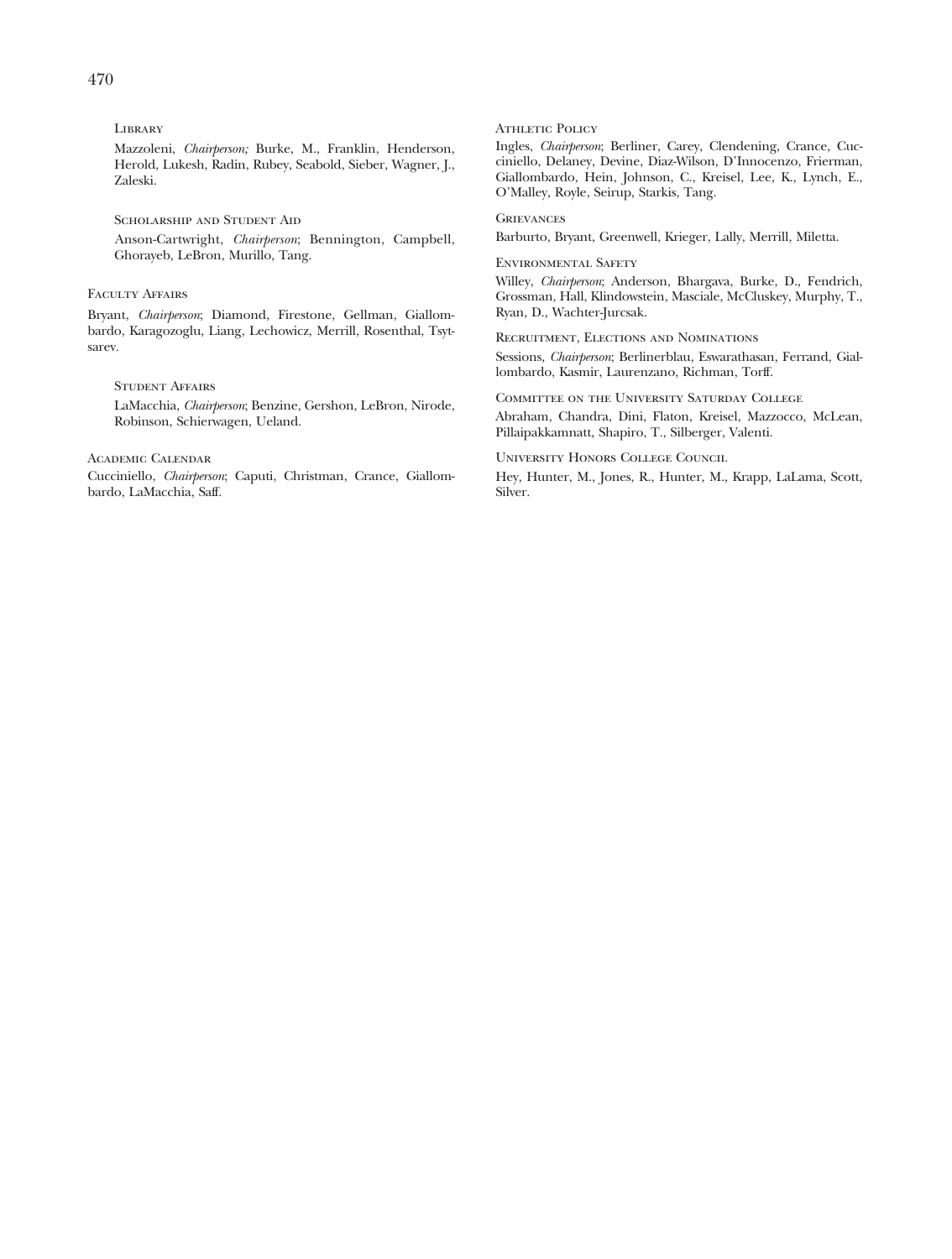### Library

Mazzoleni, *Chairperson;* Burke, M., Franklin, Henderson, Herold, Lukesh, Radin, Rubey, Seabold, Sieber, Wagner, J., Zaleski.

### Scholarship and Student Aid

Anson-Cartwright, *Chairperson*; Bennington, Campbell, Ghorayeb, LeBron, Murillo, Tang.

## Faculty Affairs

Bryant, *Chairperson*; Diamond, Firestone, Gellman, Giallombardo, Karagozoglu, Liang, Lechowicz, Merrill, Rosenthal, Tsytsarev.

### Student Affairs

LaMacchia, *Chairperson*; Benzine, Gershon, LeBron, Nirode, Robinson, Schierwagen, Ueland.

## Academic Calendar

Cucciniello, *Chairperson*; Caputi, Christman, Crance, Giallombardo, LaMacchia, Saff.

## Athletic Policy

Ingles, *Chairperson*; Berliner, Carey, Clendening, Crance, Cucciniello, Delaney, Devine, Diaz-Wilson, D'Innocenzo, Frierman, Giallombardo, Hein, Johnson, C., Kreisel, Lee, K., Lynch, E., O'Malley, Royle, Seirup, Starkis, Tang.

## Grievances

Barburto, Bryant, Greenwell, Krieger, Lally, Merrill, Miletta.

## Environmental Safety

Willey, *Chairperson*; Anderson, Bhargava, Burke, D., Fendrich, Grossman, Hall, Klindowstein, Masciale, McCluskey, Murphy, T., Ryan, D., Wachter-Jurcsak.

## Recruitment, Elections and Nominations

Sessions, *Chairperson*; Berlinerblau, Eswarathasan, Ferrand, Giallombardo, Kasmir, Laurenzano, Richman, Torff.

## Committee on the University Saturday College

Abraham, Chandra, Dini, Flaton, Kreisel, Mazzocco, McLean, Pillaipakkamnatt, Shapiro, T., Silberger, Valenti.

## University Honors College Council

Hey, Hunter, M., Jones, R., Hunter, M., Krapp, LaLama, Scott, Silver.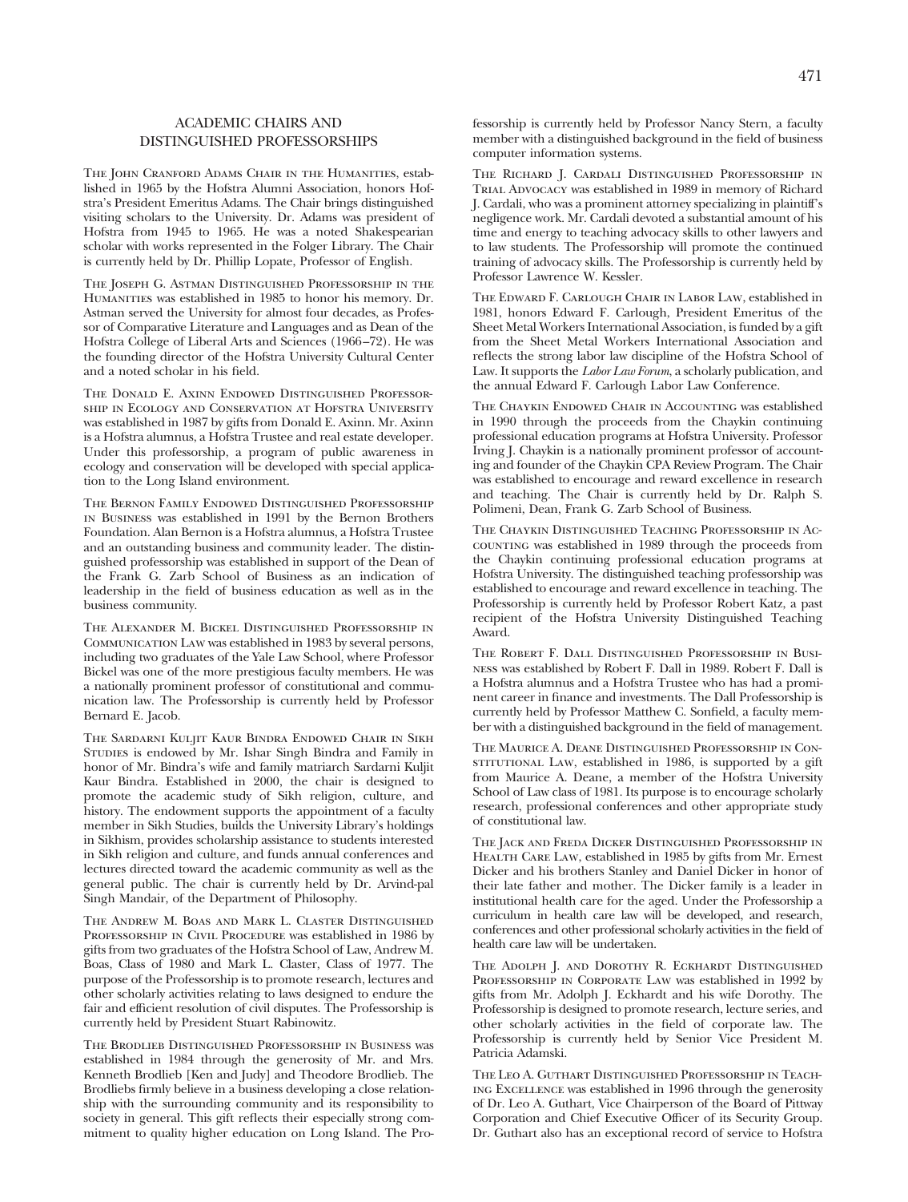## ACADEMIC CHAIRS AND DISTINGUISHED PROFESSORSHIPS

The John Cranford Adams Chair in the Humanities, established in 1965 by the Hofstra Alumni Association, honors Hofstra's President Emeritus Adams. The Chair brings distinguished visiting scholars to the University. Dr. Adams was president of Hofstra from 1945 to 1965. He was a noted Shakespearean scholar with works represented in the Folger Library. The Chair is currently held by Dr. Phillip Lopate, Professor of English.

The Joseph G. Astman Distinguished Professorship in the Humanities was established in 1985 to honor his memory. Dr. Astman served the University for almost four decades, as Professor of Comparative Literature and Languages and as Dean of the Hofstra College of Liberal Arts and Sciences (1966–72). He was the founding director of the Hofstra University Cultural Center and a noted scholar in his field.

The Donald E. Axinn Endowed Distinguished Professorship in Ecology and Conservation at Hofstra University was established in 1987 by gifts from Donald E. Axinn. Mr. Axinn is a Hofstra alumnus, a Hofstra Trustee and real estate developer. Under this professorship, a program of public awareness in ecology and conservation will be developed with special application to the Long Island environment.

The Bernon Family Endowed Distinguished Professorship in Business was established in 1991 by the Bernon Brothers Foundation. Alan Bernon is a Hofstra alumnus, a Hofstra Trustee and an outstanding business and community leader. The distinguished professorship was established in support of the Dean of the Frank G. Zarb School of Business as an indication of leadership in the field of business education as well as in the business community.

The Alexander M. Bickel Distinguished Professorship in Communication Law was established in 1983 by several persons, including two graduates of the Yale Law School, where Professor Bickel was one of the more prestigious faculty members. He was a nationally prominent professor of constitutional and communication law. The Professorship is currently held by Professor Bernard E. Jacob.

The Sardarni Kuljit Kaur Bindra Endowed Chair in Sikh Studies is endowed by Mr. Ishar Singh Bindra and Family in honor of Mr. Bindra's wife and family matriarch Sardarni Kuljit Kaur Bindra. Established in 2000, the chair is designed to promote the academic study of Sikh religion, culture, and history. The endowment supports the appointment of a faculty member in Sikh Studies, builds the University Library's holdings in Sikhism, provides scholarship assistance to students interested in Sikh religion and culture, and funds annual conferences and lectures directed toward the academic community as well as the general public. The chair is currently held by Dr. Arvind-pal Singh Mandair, of the Department of Philosophy.

The Andrew M. Boas and Mark L. Claster Distinguished Professorship in Civil Procedure was established in 1986 by gifts from two graduates of the Hofstra School of Law, Andrew M. Boas, Class of 1980 and Mark L. Claster, Class of 1977. The purpose of the Professorship is to promote research, lectures and other scholarly activities relating to laws designed to endure the fair and efficient resolution of civil disputes. The Professorship is currently held by President Stuart Rabinowitz.

The Brodlieb Distinguished Professorship in Business was established in 1984 through the generosity of Mr. and Mrs. Kenneth Brodlieb [Ken and Judy] and Theodore Brodlieb. The Brodliebs firmly believe in a business developing a close relationship with the surrounding community and its responsibility to society in general. This gift reflects their especially strong commitment to quality higher education on Long Island. The Professorship is currently held by Professor Nancy Stern, a faculty member with a distinguished background in the field of business computer information systems.

The Richard J. Cardali Distinguished Professorship in Trial Advocacy was established in 1989 in memory of Richard J. Cardali, who was a prominent attorney specializing in plaintiff's negligence work. Mr. Cardali devoted a substantial amount of his time and energy to teaching advocacy skills to other lawyers and to law students. The Professorship will promote the continued training of advocacy skills. The Professorship is currently held by Professor Lawrence W. Kessler.

The Edward F. Carlough Chair in Labor Law, established in 1981, honors Edward F. Carlough, President Emeritus of the Sheet Metal Workers International Association, is funded by a gift from the Sheet Metal Workers International Association and reflects the strong labor law discipline of the Hofstra School of Law. It supports the *Labor Law Forum*, a scholarly publication, and the annual Edward F. Carlough Labor Law Conference.

The Chaykin Endowed Chair in Accounting was established in 1990 through the proceeds from the Chaykin continuing professional education programs at Hofstra University. Professor Irving J. Chaykin is a nationally prominent professor of accounting and founder of the Chaykin CPA Review Program. The Chair was established to encourage and reward excellence in research and teaching. The Chair is currently held by Dr. Ralph S. Polimeni, Dean, Frank G. Zarb School of Business.

The Chaykin Distinguished Teaching Professorship in Accounting was established in 1989 through the proceeds from the Chaykin continuing professional education programs at Hofstra University. The distinguished teaching professorship was established to encourage and reward excellence in teaching. The Professorship is currently held by Professor Robert Katz, a past recipient of the Hofstra University Distinguished Teaching Award.

The Robert F. Dall Distinguished Professorship in Business was established by Robert F. Dall in 1989. Robert F. Dall is a Hofstra alumnus and a Hofstra Trustee who has had a prominent career in finance and investments. The Dall Professorship is currently held by Professor Matthew C. Sonfield, a faculty member with a distinguished background in the field of management.

The Maurice A. Deane Distinguished Professorship in Constitutional Law, established in 1986, is supported by a gift from Maurice A. Deane, a member of the Hofstra University School of Law class of 1981. Its purpose is to encourage scholarly research, professional conferences and other appropriate study of constitutional law.

The Jack and Freda Dicker Distinguished Professorship in Health Care Law, established in 1985 by gifts from Mr. Ernest Dicker and his brothers Stanley and Daniel Dicker in honor of their late father and mother. The Dicker family is a leader in institutional health care for the aged. Under the Professorship a curriculum in health care law will be developed, and research, conferences and other professional scholarly activities in the field of health care law will be undertaken.

The Adolph J. and Dorothy R. Eckhardt Distinguished Professorship in Corporate Law was established in 1992 by gifts from Mr. Adolph J. Eckhardt and his wife Dorothy. The Professorship is designed to promote research, lecture series, and other scholarly activities in the field of corporate law. The Professorship is currently held by Senior Vice President M. Patricia Adamski.

The Leo A. Guthart Distinguished Professorship in Teaching Excellence was established in 1996 through the generosity of Dr. Leo A. Guthart, Vice Chairperson of the Board of Pittway Corporation and Chief Executive Officer of its Security Group. Dr. Guthart also has an exceptional record of service to Hofstra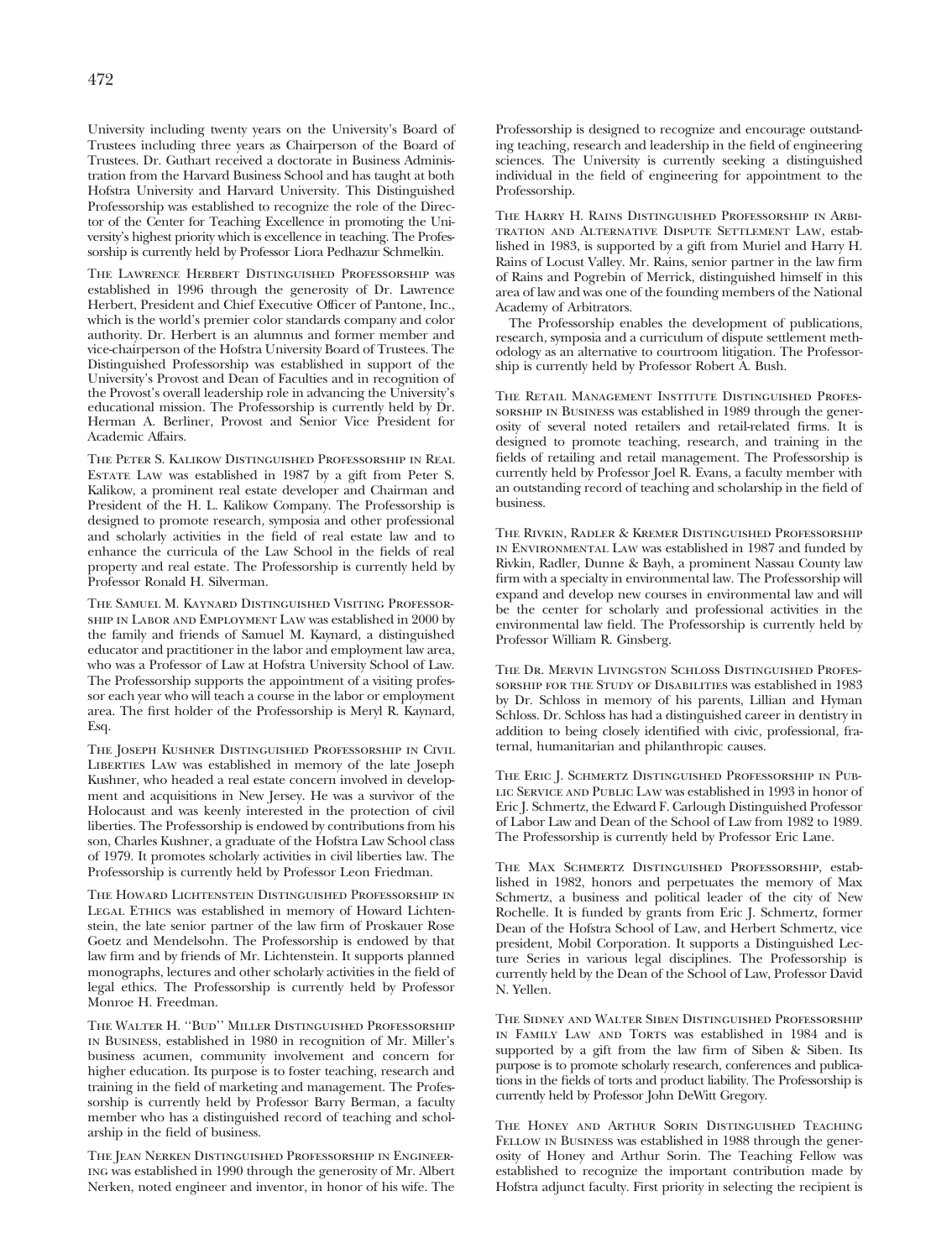University including twenty years on the University's Board of Trustees including three years as Chairperson of the Board of Trustees. Dr. Guthart received a doctorate in Business Administration from the Harvard Business School and has taught at both Hofstra University and Harvard University. This Distinguished Professorship was established to recognize the role of the Director of the Center for Teaching Excellence in promoting the University's highest priority which is excellence in teaching. The Professorship is currently held by Professor Liora Pedhazur Schmelkin.

The Lawrence Herbert Distinguished Professorship was established in 1996 through the generosity of Dr. Lawrence Herbert, President and Chief Executive Officer of Pantone, Inc., which is the world's premier color standards company and color authority. Dr. Herbert is an alumnus and former member and vice-chairperson of the Hofstra University Board of Trustees. The Distinguished Professorship was established in support of the University's Provost and Dean of Faculties and in recognition of the Provost's overall leadership role in advancing the University's educational mission. The Professorship is currently held by Dr. Herman A. Berliner, Provost and Senior Vice President for Academic Affairs.

The Peter S. Kalikow Distinguished Professorship in Real Estate Law was established in 1987 by a gift from Peter S. Kalikow, a prominent real estate developer and Chairman and President of the H. L. Kalikow Company. The Professorship is designed to promote research, symposia and other professional and scholarly activities in the field of real estate law and to enhance the curricula of the Law School in the fields of real property and real estate. The Professorship is currently held by Professor Ronald H. Silverman.

The Samuel M. Kaynard Distinguished Visiting Professorship in Labor and Employment Law was established in 2000 by the family and friends of Samuel M. Kaynard, a distinguished educator and practitioner in the labor and employment law area, who was a Professor of Law at Hofstra University School of Law. The Professorship supports the appointment of a visiting professor each year who will teach a course in the labor or employment area. The first holder of the Professorship is Meryl R. Kaynard, Esq.

The Joseph Kushner Distinguished Professorship in Civil Liberties Law was established in memory of the late Joseph Kushner, who headed a real estate concern involved in development and acquisitions in New Jersey. He was a survivor of the Holocaust and was keenly interested in the protection of civil liberties. The Professorship is endowed by contributions from his son, Charles Kushner, a graduate of the Hofstra Law School class of 1979. It promotes scholarly activities in civil liberties law. The Professorship is currently held by Professor Leon Friedman.

The Howard Lichtenstein Distinguished Professorship in Legal Ethics was established in memory of Howard Lichtenstein, the late senior partner of the law firm of Proskauer Rose Goetz and Mendelsohn. The Professorship is endowed by that law firm and by friends of Mr. Lichtenstein. It supports planned monographs, lectures and other scholarly activities in the field of legal ethics. The Professorship is currently held by Professor Monroe H. Freedman.

The Walter H. ''Bud'' Miller Distinguished Professorship in Business, established in 1980 in recognition of Mr. Miller's business acumen, community involvement and concern for higher education. Its purpose is to foster teaching, research and training in the field of marketing and management. The Professorship is currently held by Professor Barry Berman, a faculty member who has a distinguished record of teaching and scholarship in the field of business.

The Jean Nerken Distinguished Professorship in Engineering was established in 1990 through the generosity of Mr. Albert Nerken, noted engineer and inventor, in honor of his wife. The Professorship is designed to recognize and encourage outstanding teaching, research and leadership in the field of engineering sciences. The University is currently seeking a distinguished individual in the field of engineering for appointment to the Professorship.

The Harry H. Rains Distinguished Professorship in Arbitration and Alternative Dispute Settlement Law, established in 1983, is supported by a gift from Muriel and Harry H. Rains of Locust Valley. Mr. Rains, senior partner in the law firm of Rains and Pogrebin of Merrick, distinguished himself in this area of law and was one of the founding members of the National Academy of Arbitrators.

The Professorship enables the development of publications, research, symposia and a curriculum of dispute settlement methodology as an alternative to courtroom litigation. The Professorship is currently held by Professor Robert A. Bush.

The Retail Management Institute Distinguished Professorship in Business was established in 1989 through the generosity of several noted retailers and retail-related firms. It is designed to promote teaching, research, and training in the fields of retailing and retail management. The Professorship is currently held by Professor Joel R. Evans, a faculty member with an outstanding record of teaching and scholarship in the field of business.

The Rivkin, Radler & Kremer Distinguished Professorship in Environmental Law was established in 1987 and funded by Rivkin, Radler, Dunne & Bayh, a prominent Nassau County law firm with a specialty in environmental law. The Professorship will expand and develop new courses in environmental law and will be the center for scholarly and professional activities in the environmental law field. The Professorship is currently held by Professor William R. Ginsberg.

The Dr. Mervin Livingston Schloss Distinguished Professorship for the Study of Disabilities was established in 1983 by Dr. Schloss in memory of his parents, Lillian and Hyman Schloss. Dr. Schloss has had a distinguished career in dentistry in addition to being closely identified with civic, professional, fraternal, humanitarian and philanthropic causes.

The Eric J. Schmertz Distinguished Professorship in Public Service and Public Law was established in 1993 in honor of Eric J. Schmertz, the Edward F. Carlough Distinguished Professor of Labor Law and Dean of the School of Law from 1982 to 1989. The Professorship is currently held by Professor Eric Lane.

The Max Schmertz Distinguished Professorship, established in 1982, honors and perpetuates the memory of Max Schmertz, a business and political leader of the city of New Rochelle. It is funded by grants from Eric J. Schmertz, former Dean of the Hofstra School of Law, and Herbert Schmertz, vice president, Mobil Corporation. It supports a Distinguished Lecture Series in various legal disciplines. The Professorship is currently held by the Dean of the School of Law, Professor David N. Yellen.

The Sidney and Walter Siben Distinguished Professorship in Family Law and Torts was established in 1984 and is supported by a gift from the law firm of Siben & Siben. Its purpose is to promote scholarly research, conferences and publications in the fields of torts and product liability. The Professorship is currently held by Professor John DeWitt Gregory.

The Honey and Arthur Sorin Distinguished Teaching Fellow in Business was established in 1988 through the generosity of Honey and Arthur Sorin. The Teaching Fellow was established to recognize the important contribution made by Hofstra adjunct faculty. First priority in selecting the recipient is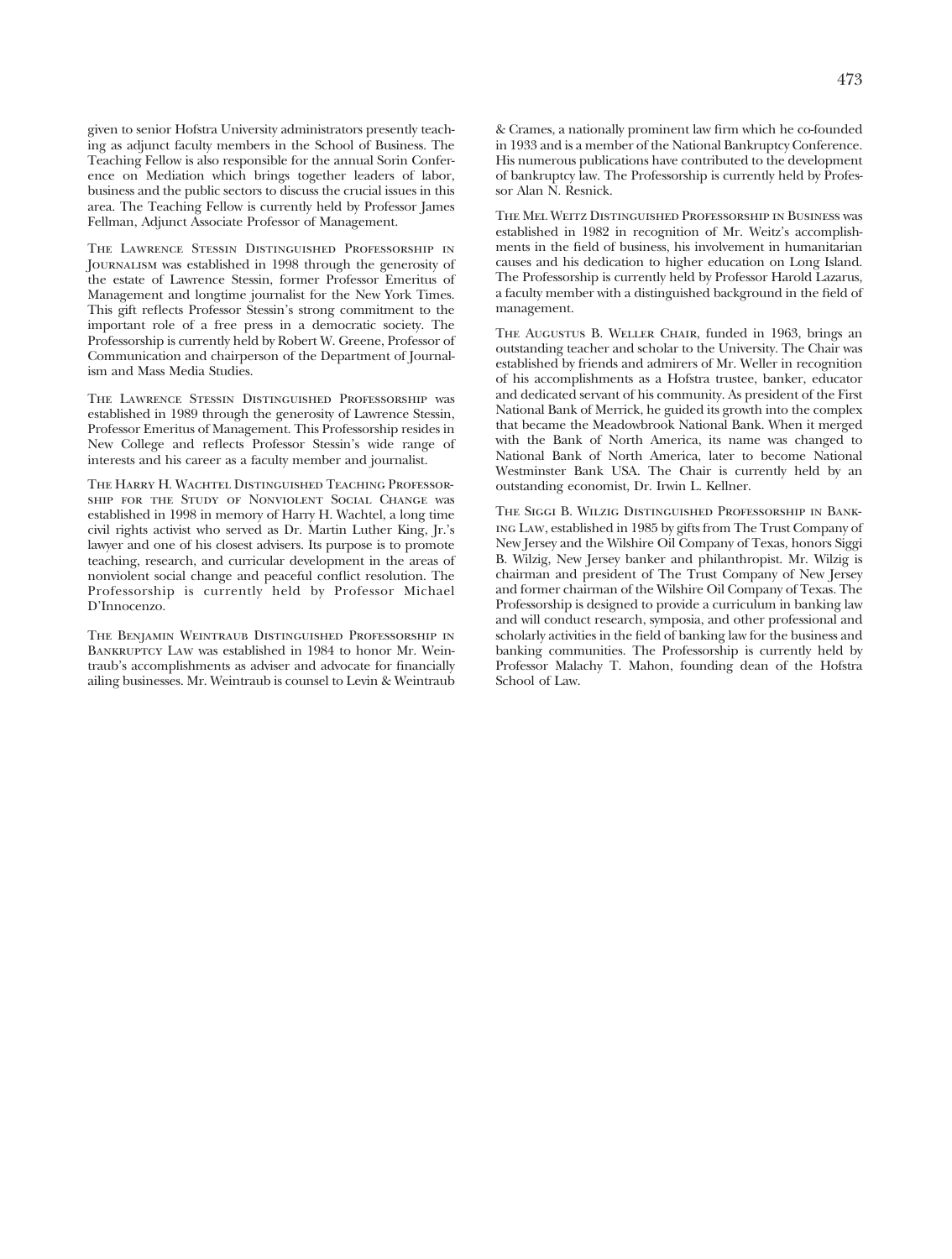given to senior Hofstra University administrators presently teaching as adjunct faculty members in the School of Business. The Teaching Fellow is also responsible for the annual Sorin Conference on Mediation which brings together leaders of labor, business and the public sectors to discuss the crucial issues in this area. The Teaching Fellow is currently held by Professor James Fellman, Adjunct Associate Professor of Management.

The Lawrence Stessin Distinguished Professorship in Journalism was established in 1998 through the generosity of the estate of Lawrence Stessin, former Professor Emeritus of Management and longtime journalist for the New York Times. This gift reflects Professor Stessin's strong commitment to the important role of a free press in a democratic society. The Professorship is currently held by Robert W. Greene, Professor of Communication and chairperson of the Department of Journalism and Mass Media Studies.

The Lawrence Stessin Distinguished Professorship was established in 1989 through the generosity of Lawrence Stessin, Professor Emeritus of Management. This Professorship resides in New College and reflects Professor Stessin's wide range of interests and his career as a faculty member and journalist.

The Harry H. Wachtel Distinguished Teaching Professorship for the Study of Nonviolent Social Change was established in 1998 in memory of Harry H. Wachtel, a long time civil rights activist who served as Dr. Martin Luther King, Jr.'s lawyer and one of his closest advisers. Its purpose is to promote teaching, research, and curricular development in the areas of nonviolent social change and peaceful conflict resolution. The Professorship is currently held by Professor Michael D'Innocenzo.

The Benjamin Weintraub Distinguished Professorship in Bankruptcy Law was established in 1984 to honor Mr. Weintraub's accomplishments as adviser and advocate for financially ailing businesses. Mr. Weintraub is counsel to Levin & Weintraub & Crames, a nationally prominent law firm which he co-founded in 1933 and is a member of the National Bankruptcy Conference. His numerous publications have contributed to the development of bankruptcy law. The Professorship is currently held by Professor Alan N. Resnick.

The Mel Weitz Distinguished Professorship in Business was established in 1982 in recognition of Mr. Weitz's accomplishments in the field of business, his involvement in humanitarian causes and his dedication to higher education on Long Island. The Professorship is currently held by Professor Harold Lazarus, a faculty member with a distinguished background in the field of management.

The Augustus B. Weller Chair, funded in 1963, brings an outstanding teacher and scholar to the University. The Chair was established by friends and admirers of Mr. Weller in recognition of his accomplishments as a Hofstra trustee, banker, educator and dedicated servant of his community. As president of the First National Bank of Merrick, he guided its growth into the complex that became the Meadowbrook National Bank. When it merged with the Bank of North America, its name was changed to National Bank of North America, later to become National Westminster Bank USA. The Chair is currently held by an outstanding economist, Dr. Irwin L. Kellner.

The Siggi B. Wilzig Distinguished Professorship in Banking Law, established in 1985 by gifts from The Trust Company of New Jersey and the Wilshire Oil Company of Texas, honors Siggi B. Wilzig, New Jersey banker and philanthropist. Mr. Wilzig is chairman and president of The Trust Company of New Jersey and former chairman of the Wilshire Oil Company of Texas. The Professorship is designed to provide a curriculum in banking law and will conduct research, symposia, and other professional and scholarly activities in the field of banking law for the business and banking communities. The Professorship is currently held by Professor Malachy T. Mahon, founding dean of the Hofstra School of Law.